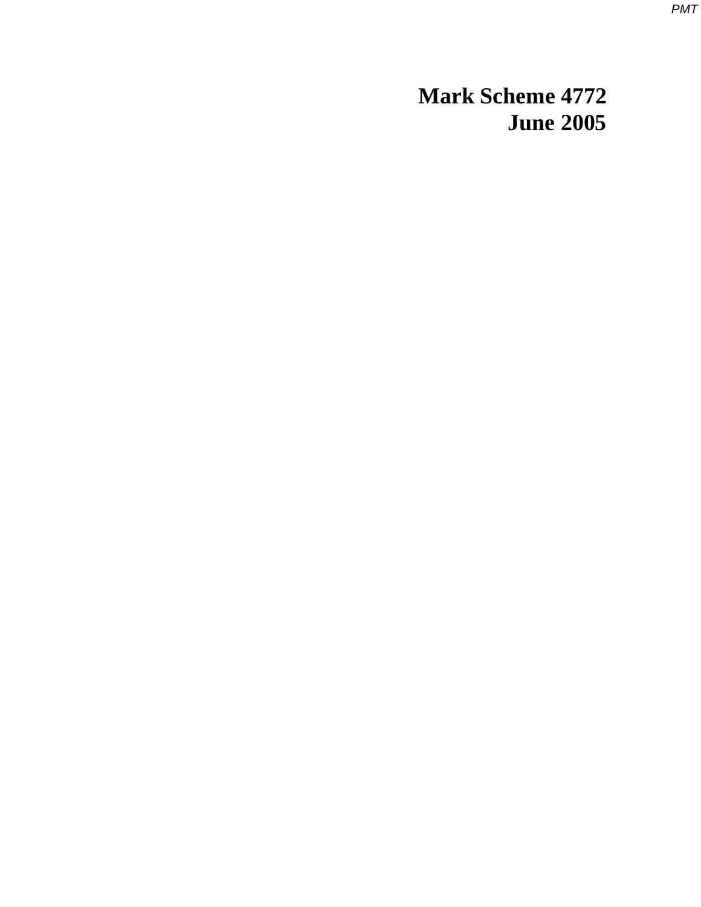# Mark Scheme 4772
# June 2005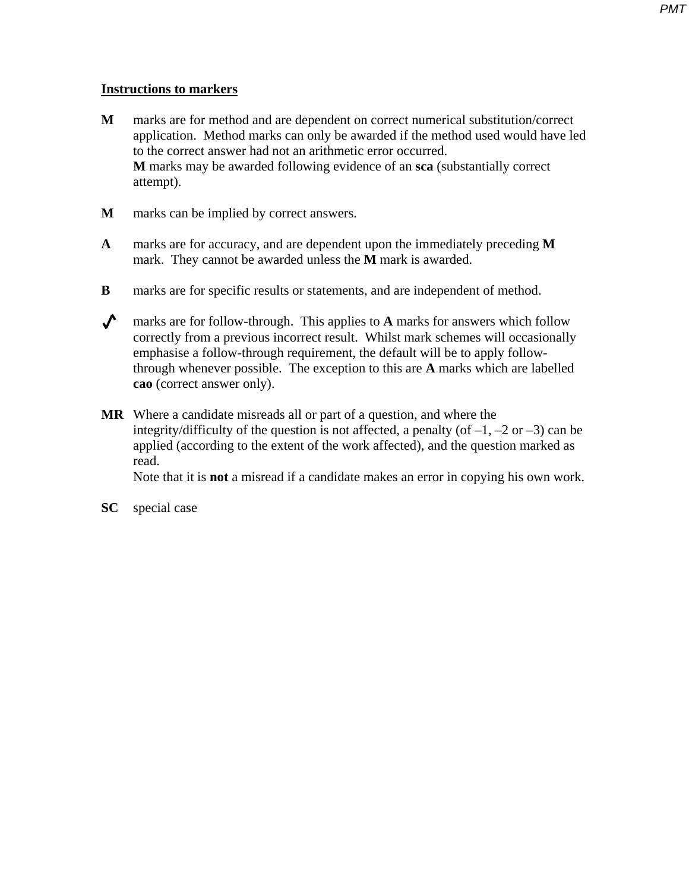## Instructions to markers

**M** marks are for method and are dependent on correct numerical substitution/correct application. Method marks can only be awarded if the method used would have led to the correct answer had not an arithmetic error occurred.
**M** marks may be awarded following evidence of an **sca** (substantially correct attempt).

**M** marks can be implied by correct answers.

**A** marks are for accuracy, and are dependent upon the immediately preceding **M** mark. They cannot be awarded unless the **M** mark is awarded.

**B** marks are for specific results or statements, and are independent of method.

**√** marks are for follow-through. This applies to **A** marks for answers which follow correctly from a previous incorrect result. Whilst mark schemes will occasionally emphasise a follow-through requirement, the default will be to apply follow-through whenever possible. The exception to this are **A** marks which are labelled **cao** (correct answer only).

**MR** Where a candidate misreads all or part of a question, and where the integrity/difficulty of the question is not affected, a penalty (of –1, –2 or –3) can be applied (according to the extent of the work affected), and the question marked as read.
Note that it is **not** a misread if a candidate makes an error in copying his own work.

**SC** special case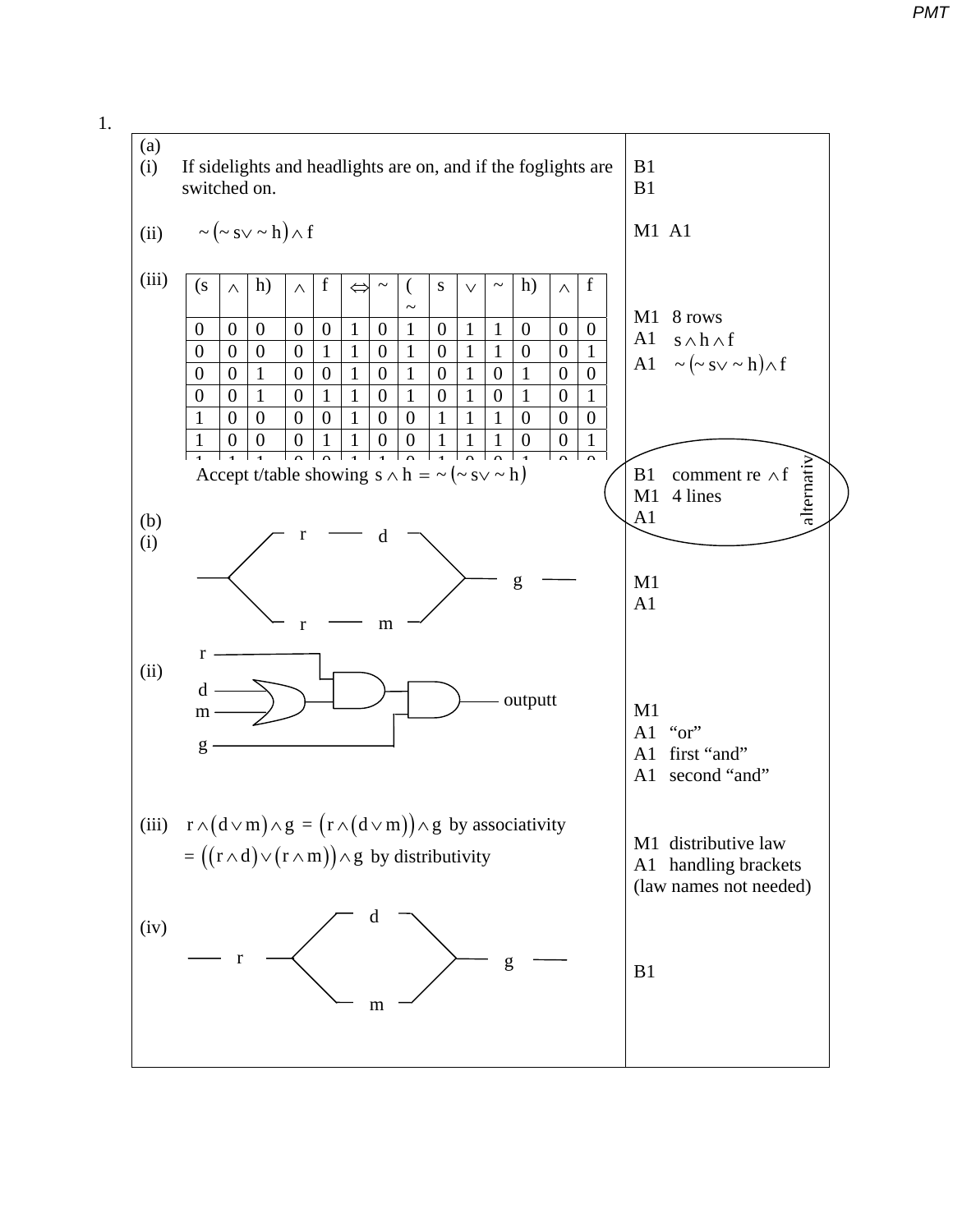1.

| | |
|---|---|
| (a)<br>(i) If sidelights and headlights are on, and if the foglights are switched on. | B1<br>B1 |
| (ii) $\sim(\sim s \vee \sim h) \wedge f$ | M1 A1 |
| (iii) (truth table below) | M1 8 rows<br>A1 $s \wedge h \wedge f$<br>A1 $\sim(\sim s \vee \sim h) \wedge f$ |
| Accept t/table showing $s \wedge h = \sim(\sim s \vee \sim h)$ | B1 comment re $\wedge f$<br>M1 4 lines<br>A1<br>(alternativ) |
| (b)<br>(i) r — d and r — m in parallel, then — g — | M1<br>A1 |
| (ii) d and m into OR gate; OR output and r into first AND gate; first AND output and g into second AND gate → outputt | M1<br>A1 "or"<br>A1 first "and"<br>A1 second "and" |
| (iii) $r \wedge (d \vee m) \wedge g = (r \wedge (d \vee m)) \wedge g$ by associativity<br>$= ((r \wedge d) \vee (r \wedge m)) \wedge g$ by distributivity | M1 distributive law<br>A1 handling brackets<br>(law names not needed) |
| (iv) — r — then d and m in parallel — g — | B1 |

| (s | $\wedge$ | h) | $\wedge$ | f | $\Leftrightarrow$ | ~ | (~ | s | $\vee$ | ~ | h) | $\wedge$ | f |
|---|---|---|---|---|---|---|---|---|---|---|---|---|---|
| 0 | 0 | 0 | 0 | 0 | 1 | 0 | 1 | 0 | 1 | 1 | 0 | 0 | 0 |
| 0 | 0 | 0 | 0 | 1 | 1 | 0 | 1 | 0 | 1 | 1 | 0 | 0 | 1 |
| 0 | 0 | 1 | 0 | 0 | 1 | 0 | 1 | 0 | 1 | 0 | 1 | 0 | 0 |
| 0 | 0 | 1 | 0 | 1 | 1 | 0 | 1 | 0 | 1 | 0 | 1 | 0 | 1 |
| 1 | 0 | 0 | 0 | 0 | 1 | 0 | 0 | 1 | 1 | 1 | 0 | 0 | 0 |
| 1 | 0 | 0 | 0 | 1 | 1 | 0 | 0 | 1 | 1 | 1 | 0 | 0 | 1 |
| 1 | 1 | 1 | 0 | 0 | 1 | 1 | 0 | 1 | 0 | 0 | 1 | 0 | 0 |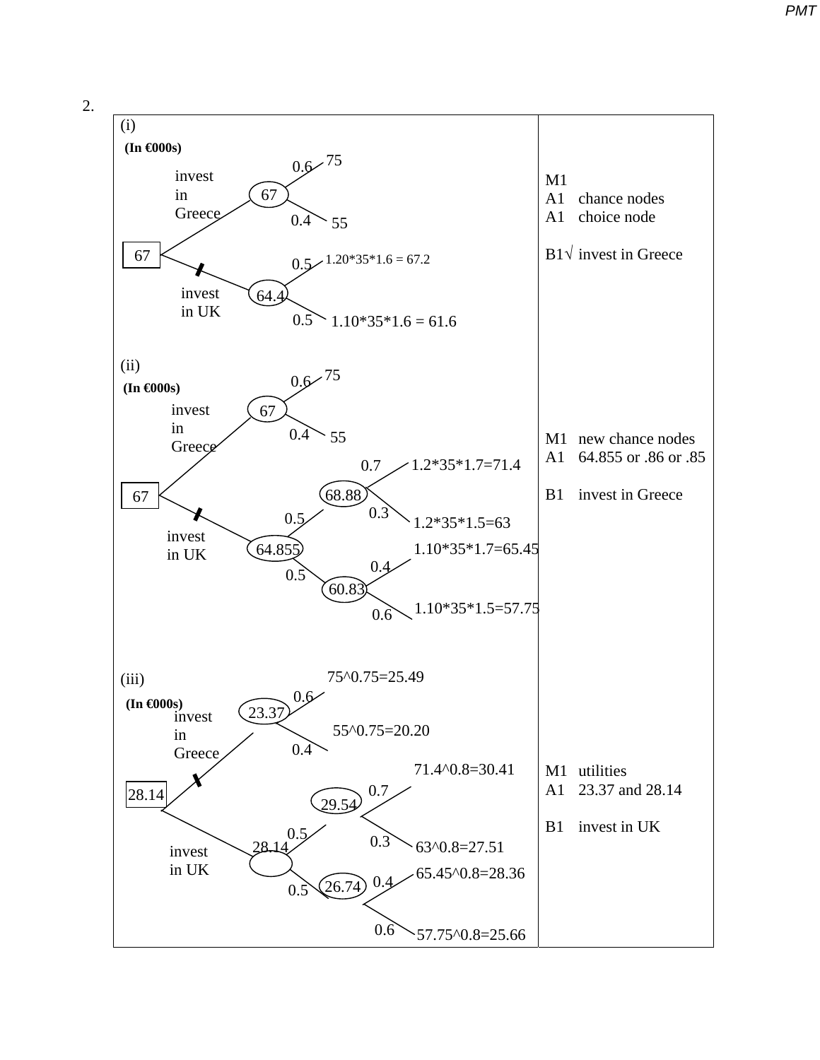2.

| | |
|---|---|
| **(i)** **(In €000s)** | |
| Decision node: 67 | |
| invest in Greece → chance node 67: 0.6 → 75; 0.4 → 55 | M1 |
| invest in UK (‖ blocked) → chance node 64.4: 0.5 → 1.20*35*1.6 = 67.2; 0.5 → 1.10*35*1.6 = 61.6 | A1 chance nodes<br>A1 choice node<br><br>B1√ invest in Greece |
| **(ii)** **(In €000s)** | |
| Decision node: 67 | |
| invest in Greece → chance node 67: 0.6 → 75; 0.4 → 55 | M1 new chance nodes |
| invest in UK (‖ blocked) → chance node 64.855:<br>0.5 → chance node 68.88: 0.7 → 1.2*35*1.7=71.4; 0.3 → 1.2*35*1.5=63<br>0.5 → chance node 60.83: 0.4 → 1.10*35*1.7=65.45; 0.6 → 1.10*35*1.5=57.75 | A1 64.855 or .86 or .85<br><br>B1 invest in Greece |
| **(iii)** **(In €000s)** | |
| Decision node: 28.14 | |
| invest in Greece (‖ blocked) → chance node 23.37: 0.6 → 75^0.75=25.49; 0.4 → 55^0.75=20.20 | M1 utilities |
| invest in UK → chance node 28.14:<br>0.5 → chance node 29.54: 0.7 → 71.4^0.8=30.41; 0.3 → 63^0.8=27.51<br>0.5 → chance node 26.74: 0.4 → 65.45^0.8=28.36; 0.6 → 57.75^0.8=25.66 | A1 23.37 and 28.14<br><br>B1 invest in UK |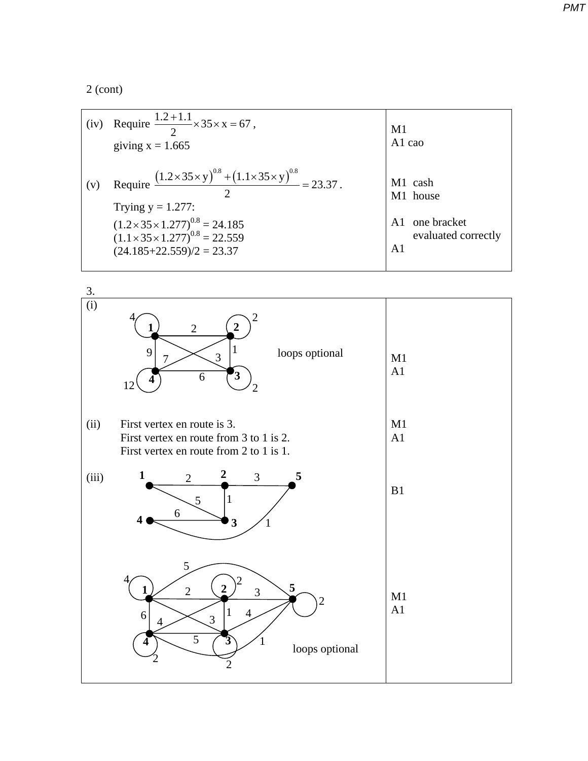2 (cont)

| | |
|---|---|
| (iv) Require $\frac{1.2+1.1}{2} \times 35 \times x = 67$,<br>giving x = 1.665 | M1<br>A1 cao |
| (v) Require $\frac{(1.2 \times 35 \times y)^{0.8} + (1.1 \times 35 \times y)^{0.8}}{2} = 23.37$.<br>Trying y = 1.277:<br>$(1.2 \times 35 \times 1.277)^{0.8} = 24.185$<br>$(1.1 \times 35 \times 1.277)^{0.8} = 22.559$<br>$(24.185+22.559)/2 = 23.37$ | M1 cash<br>M1 house<br><br>A1 one bracket evaluated correctly<br>A1 |

3.

| | |
|---|---|
| (i) [Graph: vertices 1, 2, 3, 4; edges 1–2 (2), 2–3 (1), 3–4 (6), 1–4 (9), 1–3 (3), 2–4 (7); loops 1 (4), 2 (2), 3 (2), 4 (12)]<br>loops optional | M1<br>A1 |
| (ii) First vertex en route is 3.<br>First vertex en route from 3 to 1 is 2.<br>First vertex en route from 2 to 1 is 1. | M1<br>A1 |
| (iii) [Graph: vertices 1, 2, 3, 4, 5; edges 1–2 (2), 2–5 (3), 2–3 (1), 1–3 (5), 4–3 (6), 4–5 (1)] | B1 |
| [Graph: vertices 1, 2, 3, 4, 5; edges 1–2 (2), 2–5 (3), 1–5 (5), 1–4 (6), 2–3 (1), 2–4 (4), 1–3 (3), 3–5 (4), 4–3 (5), 4–5 (1); loops 1 (4), 2 (2), 3 (2), 4 (2), 5 (2)]<br>loops optional | M1<br>A1 |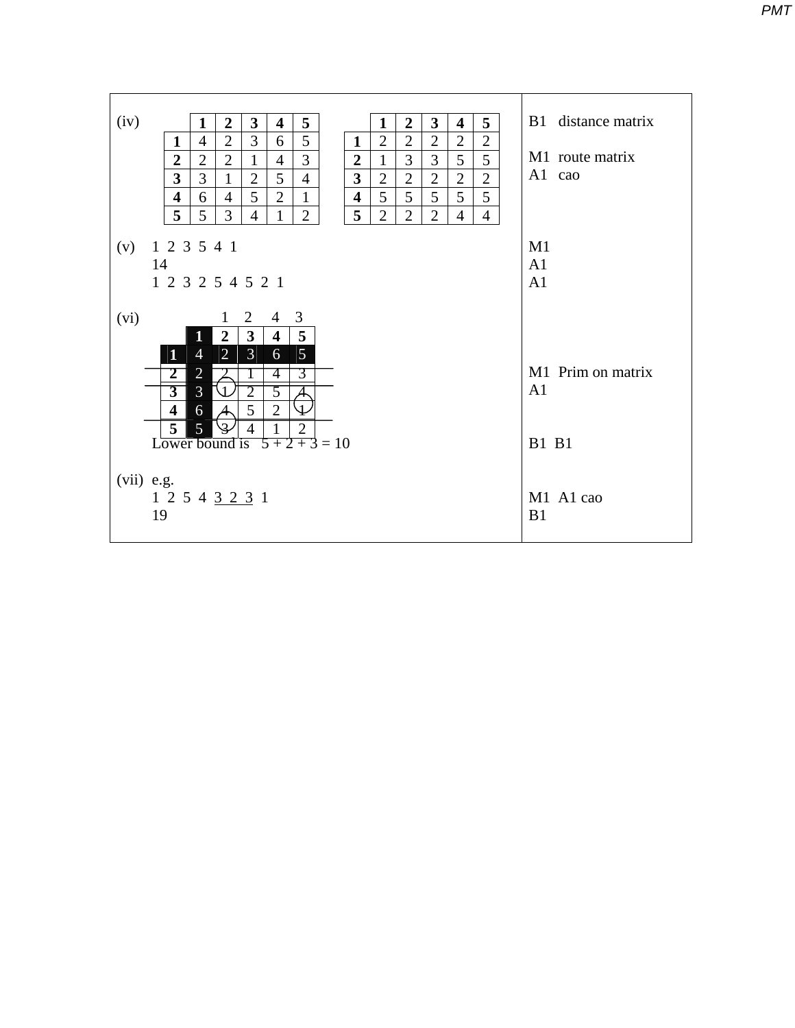| | |
|---|---|
| (iv) | B1 distance matrix |
| | M1 route matrix |
| | A1 cao |

**(iv)**

| | 1 | 2 | 3 | 4 | 5 |
|---|---|---|---|---|---|
| **1** | 4 | 2 | 3 | 6 | 5 |
| **2** | 2 | 2 | 1 | 4 | 3 |
| **3** | 3 | 1 | 2 | 5 | 4 |
| **4** | 6 | 4 | 5 | 2 | 1 |
| **5** | 5 | 3 | 4 | 1 | 2 |

| | 1 | 2 | 3 | 4 | 5 |
|---|---|---|---|---|---|
| **1** | 2 | 2 | 2 | 2 | 2 |
| **2** | 1 | 3 | 3 | 5 | 5 |
| **3** | 2 | 2 | 2 | 2 | 2 |
| **4** | 5 | 5 | 5 | 5 | 5 |
| **5** | 2 | 2 | 2 | 4 | 4 |

B1 distance matrix

M1 route matrix
A1 cao

**(v)** 1 2 3 5 4 1 — M1
14 — A1
1 2 3 2 5 4 5 2 1 — A1

**(vi)**

1 2 4 3

| | 1 | 2 | 3 | 4 | 5 |
|---|---|---|---|---|---|
| **1** | 4 | 2 | 3 | 6 | 5 |
| **2** | 2 | 2 | 1 | 4 | 3 |
| **3** | 3 | 1 | 2 | 5 | 4 |
| **4** | 6 | 4 | 5 | 2 | 1 |
| **5** | 5 | 3 | 4 | 1 | 2 |

M1 Prim on matrix
A1

Lower bound is 5 + 2 + 3 = 10 — B1 B1

**(vii)** e.g.
1 2 5 4 3 2 3 1 — M1 A1 cao
19 — B1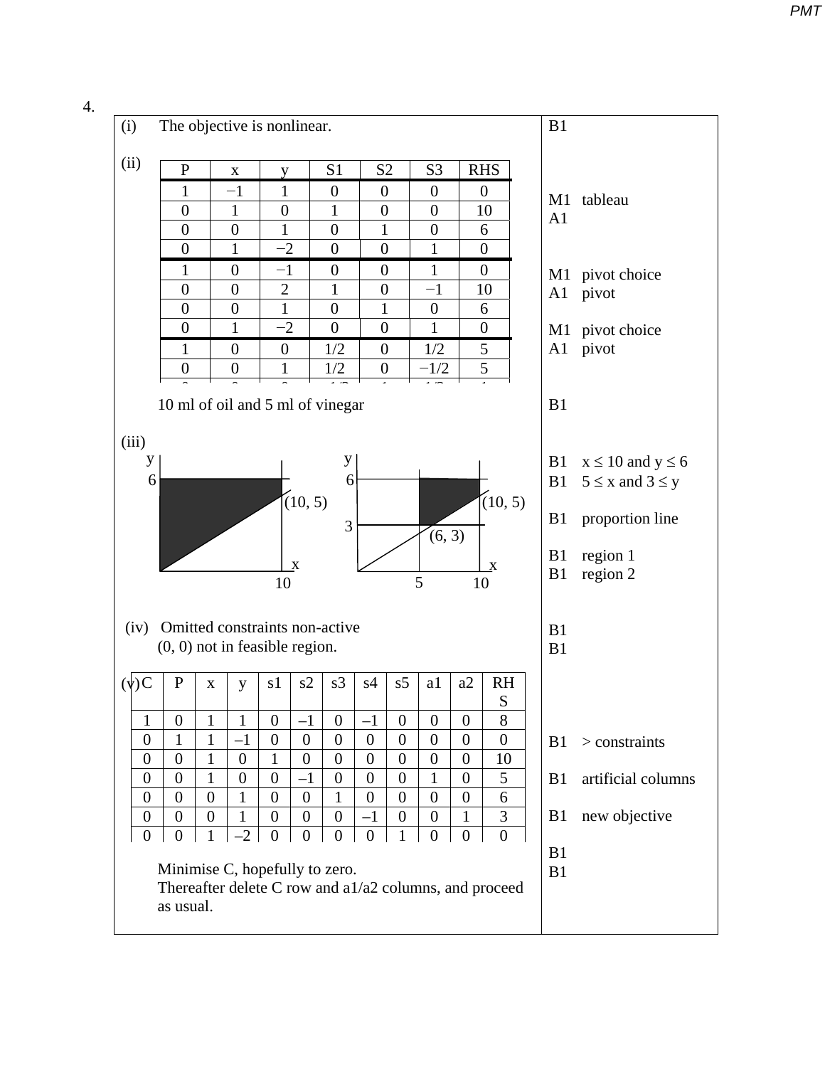4.

| | |
|---|---|
| (i) The objective is nonlinear. | B1 |

(ii)

| P | x | y | S1 | S2 | S3 | RHS |
|---|---|---|---|---|---|---|
| 1 | −1 | 1 | 0 | 0 | 0 | 0 |
| 0 | 1 | 0 | 1 | 0 | 0 | 10 |
| 0 | 0 | 1 | 0 | 1 | 0 | 6 |
| 0 | 1 | −2 | 0 | 0 | 1 | 0 |
| 1 | 0 | −1 | 0 | 0 | 1 | 0 |
| 0 | 0 | 2 | 1 | 0 | −1 | 10 |
| 0 | 0 | 1 | 0 | 1 | 0 | 6 |
| 0 | 1 | −2 | 0 | 0 | 1 | 0 |
| 1 | 0 | 0 | 1/2 | 0 | 1/2 | 5 |
| 0 | 0 | 1 | 1/2 | 0 | −1/2 | 5 |

M1 tableau
A1

M1 pivot choice
A1 pivot

M1 pivot choice
A1 pivot

10 ml of oil and 5 ml of vinegar — B1

(iii)

y
6
(10, 5)
x
10

y
6
(10, 5)
3
(6, 3)
x
5
10

B1 $x \le 10$ and $y \le 6$
B1 $5 \le x$ and $3 \le y$

B1 proportion line

B1 region 1
B1 region 2

(iv) Omitted constraints non-active — B1
(0, 0) not in feasible region. — B1

(v)

| C | P | x | y | s1 | s2 | s3 | s4 | s5 | a1 | a2 | RHS |
|---|---|---|---|---|---|---|---|---|---|---|---|
| 1 | 0 | 1 | 1 | 0 | –1 | 0 | –1 | 0 | 0 | 0 | 8 |
| 0 | 1 | 1 | –1 | 0 | 0 | 0 | 0 | 0 | 0 | 0 | 0 |
| 0 | 0 | 1 | 0 | 1 | 0 | 0 | 0 | 0 | 0 | 0 | 10 |
| 0 | 0 | 1 | 0 | 0 | –1 | 0 | 0 | 0 | 1 | 0 | 5 |
| 0 | 0 | 0 | 1 | 0 | 0 | 1 | 0 | 0 | 0 | 0 | 6 |
| 0 | 0 | 0 | 1 | 0 | 0 | 0 | –1 | 0 | 0 | 1 | 3 |
| 0 | 0 | 1 | –2 | 0 | 0 | 0 | 0 | 1 | 0 | 0 | 0 |

B1 > constraints

B1 artificial columns

B1 new objective

Minimise C, hopefully to zero. — B1
Thereafter delete C row and a1/a2 columns, and proceed as usual. — B1